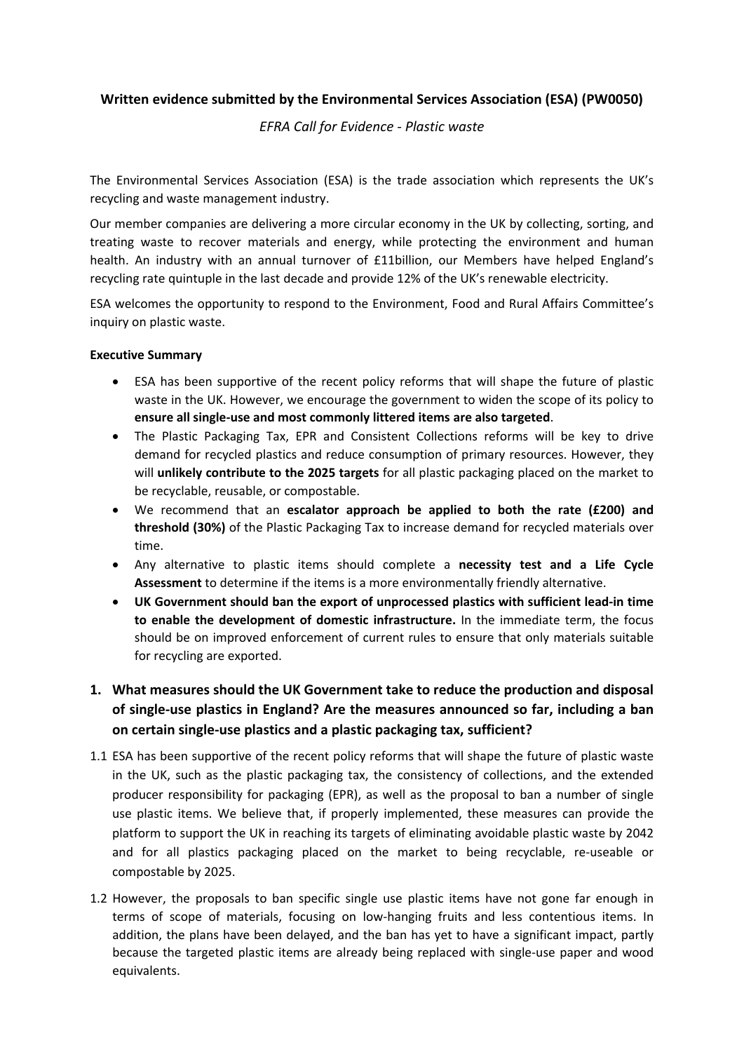**Written evidence submitted by the Environmental Services Association (ESA) (PW0050)**

*EFRA Call for Evidence - Plastic waste*

The Environmental Services Association (ESA) is the trade association which represents the UK's recycling and waste management industry.

Our member companies are delivering a more circular economy in the UK by collecting, sorting, and treating waste to recover materials and energy, while protecting the environment and human health. An industry with an annual turnover of £11billion, our Members have helped England's recycling rate quintuple in the last decade and provide 12% of the UK's renewable electricity.

ESA welcomes the opportunity to respond to the Environment, Food and Rural Affairs Committee's inquiry on plastic waste.

**Executive Summary**

- ESA has been supportive of the recent policy reforms that will shape the future of plastic waste in the UK. However, we encourage the government to widen the scope of its policy to **ensure all single-use and most commonly littered items are also targeted**.
- The Plastic Packaging Tax, EPR and Consistent Collections reforms will be key to drive demand for recycled plastics and reduce consumption of primary resources. However, they will **unlikely contribute to the 2025 targets** for all plastic packaging placed on the market to be recyclable, reusable, or compostable.
- We recommend that an **escalator approach be applied to both the rate (£200) and threshold (30%)** of the Plastic Packaging Tax to increase demand for recycled materials over time.
- Any alternative to plastic items should complete a **necessity test and a Life Cycle Assessment** to determine if the items is a more environmentally friendly alternative.
- **UK Government should ban the export of unprocessed plastics with sufficient lead-in time to enable the development of domestic infrastructure.** In the immediate term, the focus should be on improved enforcement of current rules to ensure that only materials suitable for recycling are exported.

## 1. What measures should the UK Government take to reduce the production and disposal of single-use plastics in England? Are the measures announced so far, including a ban on certain single-use plastics and a plastic packaging tax, sufficient?

1.1 ESA has been supportive of the recent policy reforms that will shape the future of plastic waste in the UK, such as the plastic packaging tax, the consistency of collections, and the extended producer responsibility for packaging (EPR), as well as the proposal to ban a number of single use plastic items. We believe that, if properly implemented, these measures can provide the platform to support the UK in reaching its targets of eliminating avoidable plastic waste by 2042 and for all plastics packaging placed on the market to being recyclable, re-useable or compostable by 2025.

1.2 However, the proposals to ban specific single use plastic items have not gone far enough in terms of scope of materials, focusing on low-hanging fruits and less contentious items. In addition, the plans have been delayed, and the ban has yet to have a significant impact, partly because the targeted plastic items are already being replaced with single-use paper and wood equivalents.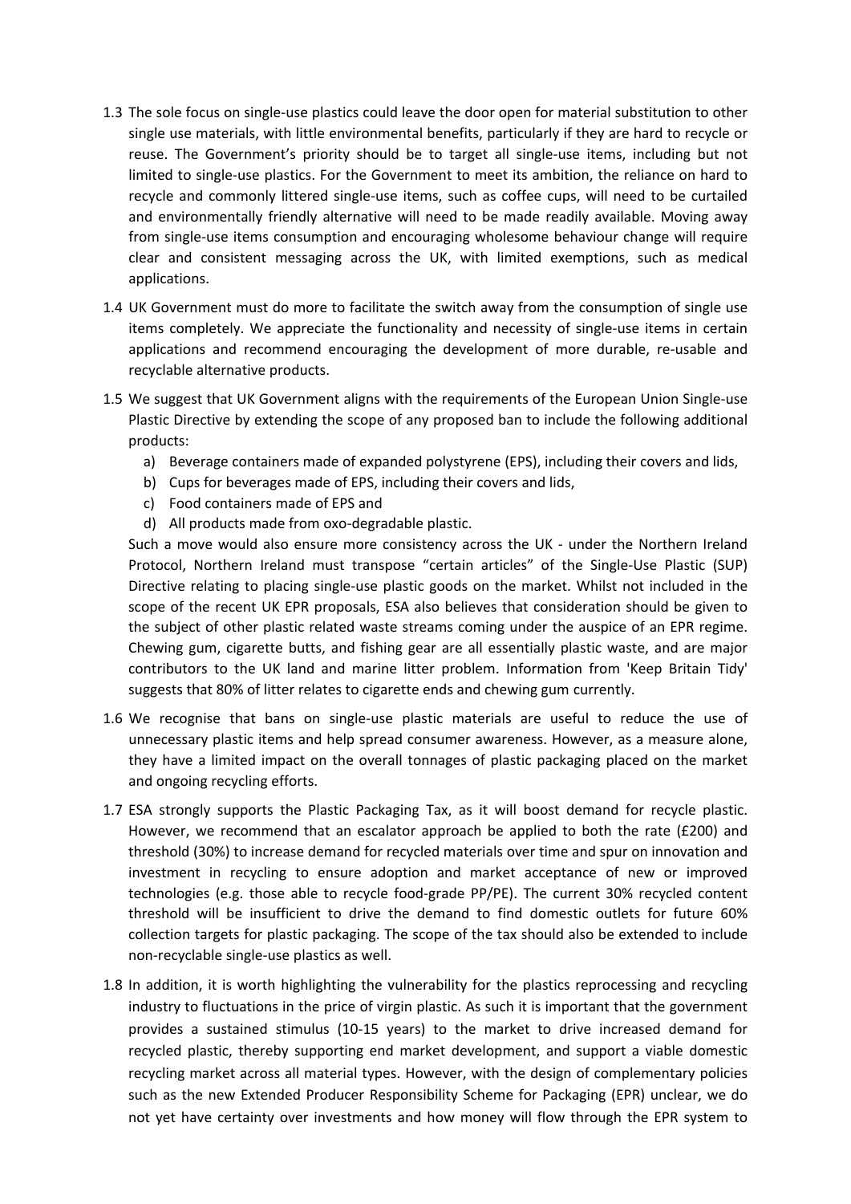1.3 The sole focus on single-use plastics could leave the door open for material substitution to other single use materials, with little environmental benefits, particularly if they are hard to recycle or reuse. The Government's priority should be to target all single-use items, including but not limited to single-use plastics. For the Government to meet its ambition, the reliance on hard to recycle and commonly littered single-use items, such as coffee cups, will need to be curtailed and environmentally friendly alternative will need to be made readily available. Moving away from single-use items consumption and encouraging wholesome behaviour change will require clear and consistent messaging across the UK, with limited exemptions, such as medical applications.

1.4 UK Government must do more to facilitate the switch away from the consumption of single use items completely. We appreciate the functionality and necessity of single-use items in certain applications and recommend encouraging the development of more durable, re-usable and recyclable alternative products.

1.5 We suggest that UK Government aligns with the requirements of the European Union Single-use Plastic Directive by extending the scope of any proposed ban to include the following additional products:

   a) Beverage containers made of expanded polystyrene (EPS), including their covers and lids,
   b) Cups for beverages made of EPS, including their covers and lids,
   c) Food containers made of EPS and
   d) All products made from oxo-degradable plastic.

   Such a move would also ensure more consistency across the UK - under the Northern Ireland Protocol, Northern Ireland must transpose "certain articles" of the Single-Use Plastic (SUP) Directive relating to placing single-use plastic goods on the market. Whilst not included in the scope of the recent UK EPR proposals, ESA also believes that consideration should be given to the subject of other plastic related waste streams coming under the auspice of an EPR regime. Chewing gum, cigarette butts, and fishing gear are all essentially plastic waste, and are major contributors to the UK land and marine litter problem. Information from 'Keep Britain Tidy' suggests that 80% of litter relates to cigarette ends and chewing gum currently.

1.6 We recognise that bans on single-use plastic materials are useful to reduce the use of unnecessary plastic items and help spread consumer awareness. However, as a measure alone, they have a limited impact on the overall tonnages of plastic packaging placed on the market and ongoing recycling efforts.

1.7 ESA strongly supports the Plastic Packaging Tax, as it will boost demand for recycle plastic. However, we recommend that an escalator approach be applied to both the rate (£200) and threshold (30%) to increase demand for recycled materials over time and spur on innovation and investment in recycling to ensure adoption and market acceptance of new or improved technologies (e.g. those able to recycle food-grade PP/PE). The current 30% recycled content threshold will be insufficient to drive the demand to find domestic outlets for future 60% collection targets for plastic packaging. The scope of the tax should also be extended to include non-recyclable single-use plastics as well.

1.8 In addition, it is worth highlighting the vulnerability for the plastics reprocessing and recycling industry to fluctuations in the price of virgin plastic. As such it is important that the government provides a sustained stimulus (10-15 years) to the market to drive increased demand for recycled plastic, thereby supporting end market development, and support a viable domestic recycling market across all material types. However, with the design of complementary policies such as the new Extended Producer Responsibility Scheme for Packaging (EPR) unclear, we do not yet have certainty over investments and how money will flow through the EPR system to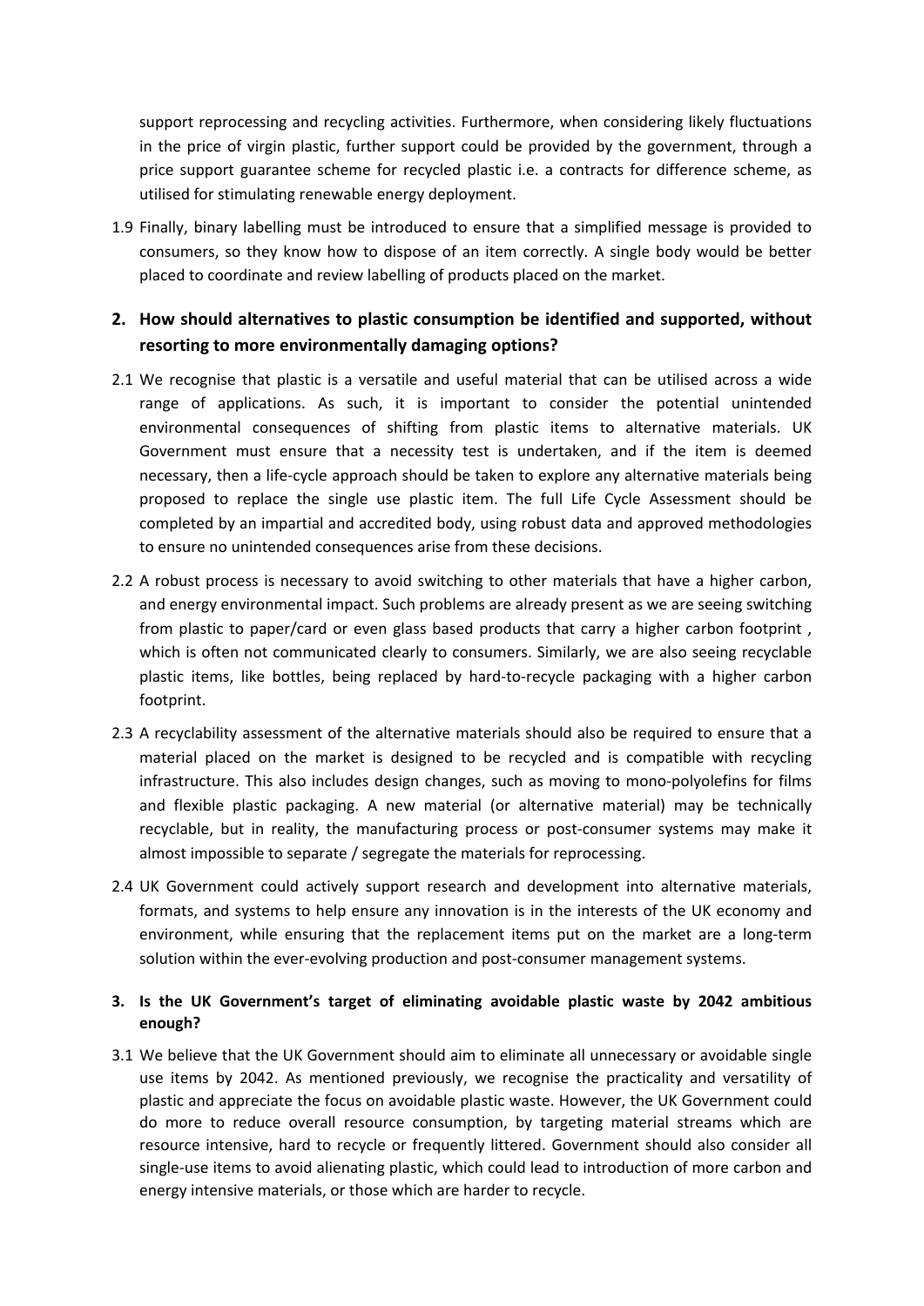support reprocessing and recycling activities. Furthermore, when considering likely fluctuations in the price of virgin plastic, further support could be provided by the government, through a price support guarantee scheme for recycled plastic i.e. a contracts for difference scheme, as utilised for stimulating renewable energy deployment.

1.9 Finally, binary labelling must be introduced to ensure that a simplified message is provided to consumers, so they know how to dispose of an item correctly. A single body would be better placed to coordinate and review labelling of products placed on the market.

## 2. How should alternatives to plastic consumption be identified and supported, without resorting to more environmentally damaging options?

2.1 We recognise that plastic is a versatile and useful material that can be utilised across a wide range of applications. As such, it is important to consider the potential unintended environmental consequences of shifting from plastic items to alternative materials. UK Government must ensure that a necessity test is undertaken, and if the item is deemed necessary, then a life-cycle approach should be taken to explore any alternative materials being proposed to replace the single use plastic item. The full Life Cycle Assessment should be completed by an impartial and accredited body, using robust data and approved methodologies to ensure no unintended consequences arise from these decisions.

2.2 A robust process is necessary to avoid switching to other materials that have a higher carbon, and energy environmental impact. Such problems are already present as we are seeing switching from plastic to paper/card or even glass based products that carry a higher carbon footprint , which is often not communicated clearly to consumers. Similarly, we are also seeing recyclable plastic items, like bottles, being replaced by hard-to-recycle packaging with a higher carbon footprint.

2.3 A recyclability assessment of the alternative materials should also be required to ensure that a material placed on the market is designed to be recycled and is compatible with recycling infrastructure. This also includes design changes, such as moving to mono-polyolefins for films and flexible plastic packaging. A new material (or alternative material) may be technically recyclable, but in reality, the manufacturing process or post-consumer systems may make it almost impossible to separate / segregate the materials for reprocessing.

2.4 UK Government could actively support research and development into alternative materials, formats, and systems to help ensure any innovation is in the interests of the UK economy and environment, while ensuring that the replacement items put on the market are a long-term solution within the ever-evolving production and post-consumer management systems.

## 3. Is the UK Government's target of eliminating avoidable plastic waste by 2042 ambitious enough?

3.1 We believe that the UK Government should aim to eliminate all unnecessary or avoidable single use items by 2042. As mentioned previously, we recognise the practicality and versatility of plastic and appreciate the focus on avoidable plastic waste. However, the UK Government could do more to reduce overall resource consumption, by targeting material streams which are resource intensive, hard to recycle or frequently littered. Government should also consider all single-use items to avoid alienating plastic, which could lead to introduction of more carbon and energy intensive materials, or those which are harder to recycle.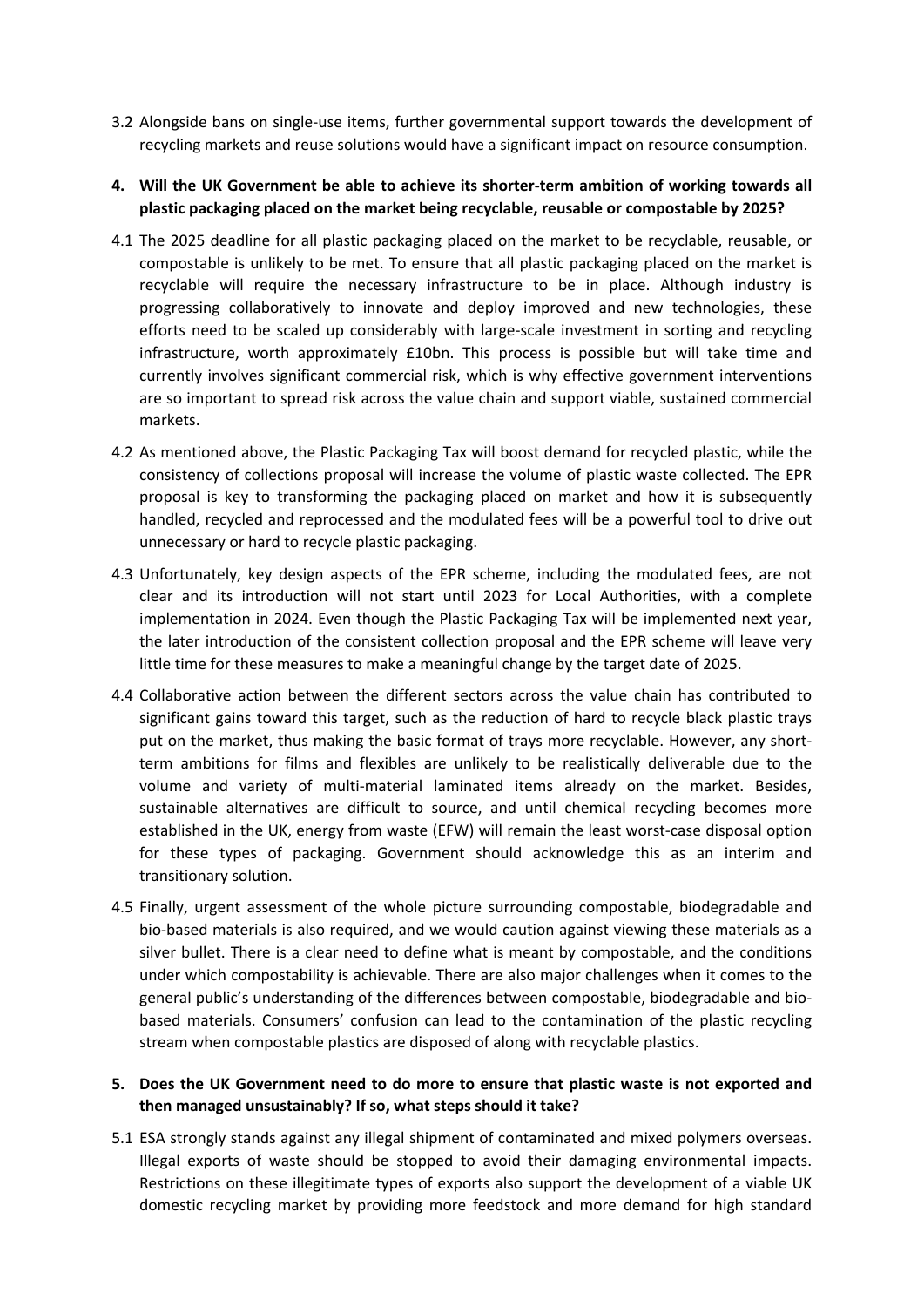3.2 Alongside bans on single-use items, further governmental support towards the development of recycling markets and reuse solutions would have a significant impact on resource consumption.

**4. Will the UK Government be able to achieve its shorter-term ambition of working towards all plastic packaging placed on the market being recyclable, reusable or compostable by 2025?**

4.1 The 2025 deadline for all plastic packaging placed on the market to be recyclable, reusable, or compostable is unlikely to be met. To ensure that all plastic packaging placed on the market is recyclable will require the necessary infrastructure to be in place. Although industry is progressing collaboratively to innovate and deploy improved and new technologies, these efforts need to be scaled up considerably with large-scale investment in sorting and recycling infrastructure, worth approximately £10bn. This process is possible but will take time and currently involves significant commercial risk, which is why effective government interventions are so important to spread risk across the value chain and support viable, sustained commercial markets.

4.2 As mentioned above, the Plastic Packaging Tax will boost demand for recycled plastic, while the consistency of collections proposal will increase the volume of plastic waste collected. The EPR proposal is key to transforming the packaging placed on market and how it is subsequently handled, recycled and reprocessed and the modulated fees will be a powerful tool to drive out unnecessary or hard to recycle plastic packaging.

4.3 Unfortunately, key design aspects of the EPR scheme, including the modulated fees, are not clear and its introduction will not start until 2023 for Local Authorities, with a complete implementation in 2024. Even though the Plastic Packaging Tax will be implemented next year, the later introduction of the consistent collection proposal and the EPR scheme will leave very little time for these measures to make a meaningful change by the target date of 2025.

4.4 Collaborative action between the different sectors across the value chain has contributed to significant gains toward this target, such as the reduction of hard to recycle black plastic trays put on the market, thus making the basic format of trays more recyclable. However, any short-term ambitions for films and flexibles are unlikely to be realistically deliverable due to the volume and variety of multi-material laminated items already on the market. Besides, sustainable alternatives are difficult to source, and until chemical recycling becomes more established in the UK, energy from waste (EFW) will remain the least worst-case disposal option for these types of packaging. Government should acknowledge this as an interim and transitionary solution.

4.5 Finally, urgent assessment of the whole picture surrounding compostable, biodegradable and bio-based materials is also required, and we would caution against viewing these materials as a silver bullet. There is a clear need to define what is meant by compostable, and the conditions under which compostability is achievable. There are also major challenges when it comes to the general public's understanding of the differences between compostable, biodegradable and bio-based materials. Consumers' confusion can lead to the contamination of the plastic recycling stream when compostable plastics are disposed of along with recyclable plastics.

**5. Does the UK Government need to do more to ensure that plastic waste is not exported and then managed unsustainably? If so, what steps should it take?**

5.1 ESA strongly stands against any illegal shipment of contaminated and mixed polymers overseas. Illegal exports of waste should be stopped to avoid their damaging environmental impacts. Restrictions on these illegitimate types of exports also support the development of a viable UK domestic recycling market by providing more feedstock and more demand for high standard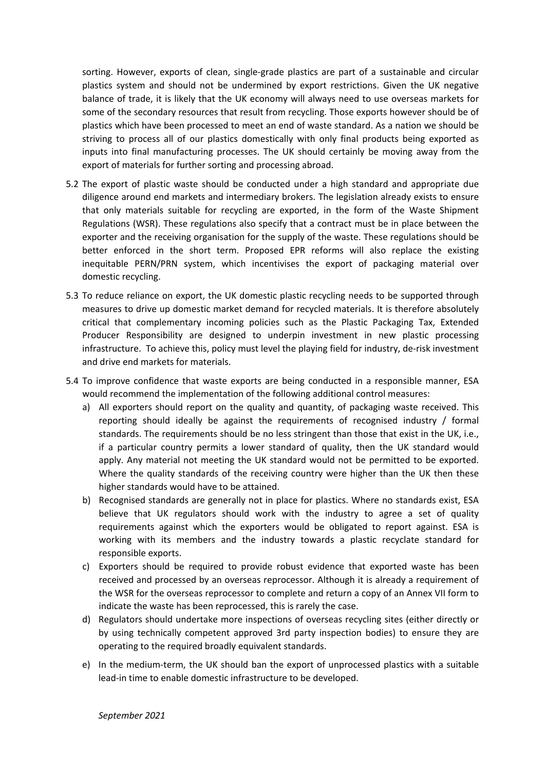sorting. However, exports of clean, single-grade plastics are part of a sustainable and circular plastics system and should not be undermined by export restrictions. Given the UK negative balance of trade, it is likely that the UK economy will always need to use overseas markets for some of the secondary resources that result from recycling. Those exports however should be of plastics which have been processed to meet an end of waste standard. As a nation we should be striving to process all of our plastics domestically with only final products being exported as inputs into final manufacturing processes. The UK should certainly be moving away from the export of materials for further sorting and processing abroad.

5.2 The export of plastic waste should be conducted under a high standard and appropriate due diligence around end markets and intermediary brokers. The legislation already exists to ensure that only materials suitable for recycling are exported, in the form of the Waste Shipment Regulations (WSR). These regulations also specify that a contract must be in place between the exporter and the receiving organisation for the supply of the waste. These regulations should be better enforced in the short term. Proposed EPR reforms will also replace the existing inequitable PERN/PRN system, which incentivises the export of packaging material over domestic recycling.

5.3 To reduce reliance on export, the UK domestic plastic recycling needs to be supported through measures to drive up domestic market demand for recycled materials. It is therefore absolutely critical that complementary incoming policies such as the Plastic Packaging Tax, Extended Producer Responsibility are designed to underpin investment in new plastic processing infrastructure. To achieve this, policy must level the playing field for industry, de-risk investment and drive end markets for materials.

5.4 To improve confidence that waste exports are being conducted in a responsible manner, ESA would recommend the implementation of the following additional control measures:

a) All exporters should report on the quality and quantity, of packaging waste received. This reporting should ideally be against the requirements of recognised industry / formal standards. The requirements should be no less stringent than those that exist in the UK, i.e., if a particular country permits a lower standard of quality, then the UK standard would apply. Any material not meeting the UK standard would not be permitted to be exported. Where the quality standards of the receiving country were higher than the UK then these higher standards would have to be attained.

b) Recognised standards are generally not in place for plastics. Where no standards exist, ESA believe that UK regulators should work with the industry to agree a set of quality requirements against which the exporters would be obligated to report against. ESA is working with its members and the industry towards a plastic recyclate standard for responsible exports.

c) Exporters should be required to provide robust evidence that exported waste has been received and processed by an overseas reprocessor. Although it is already a requirement of the WSR for the overseas reprocessor to complete and return a copy of an Annex VII form to indicate the waste has been reprocessed, this is rarely the case.

d) Regulators should undertake more inspections of overseas recycling sites (either directly or by using technically competent approved 3rd party inspection bodies) to ensure they are operating to the required broadly equivalent standards.

e) In the medium-term, the UK should ban the export of unprocessed plastics with a suitable lead-in time to enable domestic infrastructure to be developed.

*September 2021*